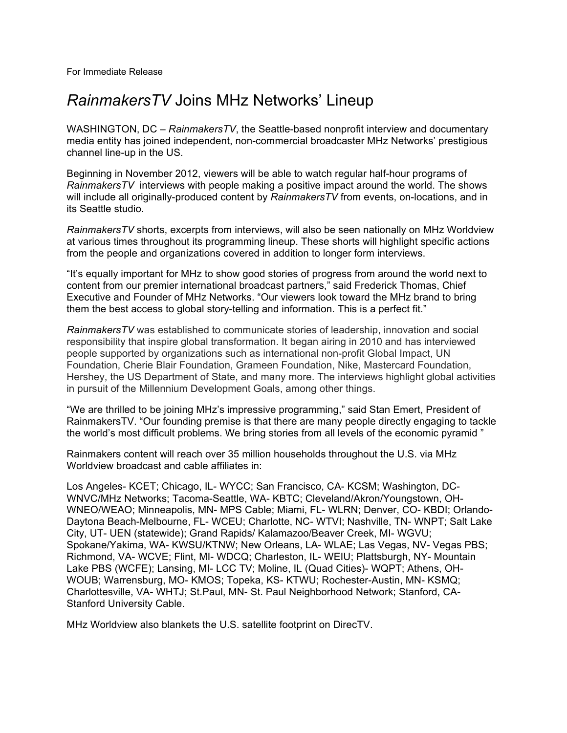For Immediate Release

# *RainmakersTV* Joins MHz Networks' Lineup

WASHINGTON, DC – *RainmakersTV*, the Seattle-based nonprofit interview and documentary media entity has joined independent, non-commercial broadcaster MHz Networks' prestigious channel line-up in the US.

Beginning in November 2012, viewers will be able to watch regular half-hour programs of *RainmakersTV* interviews with people making a positive impact around the world. The shows will include all originally-produced content by *RainmakersTV* from events, on-locations, and in its Seattle studio.

*RainmakersTV* shorts, excerpts from interviews, will also be seen nationally on MHz Worldview at various times throughout its programming lineup. These shorts will highlight specific actions from the people and organizations covered in addition to longer form interviews.

"It's equally important for MHz to show good stories of progress from around the world next to content from our premier international broadcast partners," said Frederick Thomas, Chief Executive and Founder of MHz Networks. "Our viewers look toward the MHz brand to bring them the best access to global story-telling and information. This is a perfect fit."

*RainmakersTV* was established to communicate stories of leadership, innovation and social responsibility that inspire global transformation. It began airing in 2010 and has interviewed people supported by organizations such as international non-profit Global Impact, UN Foundation, Cherie Blair Foundation, Grameen Foundation, Nike, Mastercard Foundation, Hershey, the US Department of State, and many more. The interviews highlight global activities in pursuit of the Millennium Development Goals, among other things.

"We are thrilled to be joining MHz's impressive programming," said Stan Emert, President of RainmakersTV. "Our founding premise is that there are many people directly engaging to tackle the world's most difficult problems. We bring stories from all levels of the economic pyramid "

Rainmakers content will reach over 35 million households throughout the U.S. via MHz Worldview broadcast and cable affiliates in:

Los Angeles- KCET; Chicago, IL- WYCC; San Francisco, CA- KCSM; Washington, DC- WNVC/MHz Networks; Tacoma-Seattle, WA- KBTC; Cleveland/Akron/Youngstown, OH- WNEO/WEAO; Minneapolis, MN- MPS Cable; Miami, FL- WLRN; Denver, CO- KBDI; Orlando-Daytona Beach-Melbourne, FL- WCEU; Charlotte, NC- WTVI; Nashville, TN- WNPT; Salt Lake City, UT- UEN (statewide); Grand Rapids/ Kalamazoo/Beaver Creek, MI- WGVU; Spokane/Yakima, WA- KWSU/KTNW; New Orleans, LA- WLAE; Las Vegas, NV- Vegas PBS; Richmond, VA- WCVE; Flint, MI- WDCQ; Charleston, IL- WEIU; Plattsburgh, NY- Mountain Lake PBS (WCFE); Lansing, MI- LCC TV; Moline, IL (Quad Cities)- WQPT; Athens, OH- WOUB; Warrensburg, MO- KMOS; Topeka, KS- KTWU; Rochester-Austin, MN- KSMQ; Charlottesville, VA- WHTJ; St.Paul, MN- St. Paul Neighborhood Network; Stanford, CA- Stanford University Cable.

MHz Worldview also blankets the U.S. satellite footprint on DirecTV.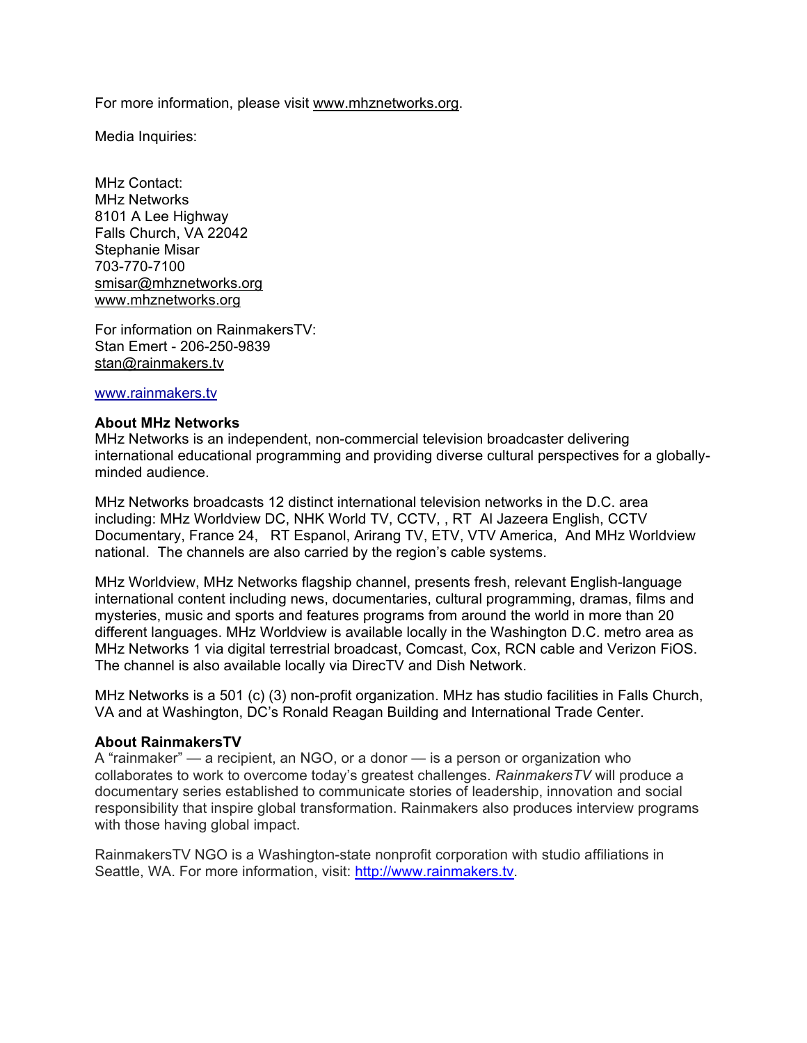For more information, please visit www.mhznetworks.org.

Media Inquiries:

MHz Contact:
MHz Networks
8101 A Lee Highway
Falls Church, VA 22042
Stephanie Misar
703-770-7100
smisar@mhznetworks.org
www.mhznetworks.org

For information on RainmakersTV:
Stan Emert - 206-250-9839
stan@rainmakers.tv

www.rainmakers.tv

**About MHz Networks**
MHz Networks is an independent, non-commercial television broadcaster delivering international educational programming and providing diverse cultural perspectives for a globally-minded audience.

MHz Networks broadcasts 12 distinct international television networks in the D.C. area including: MHz Worldview DC, NHK World TV, CCTV, , RT Al Jazeera English, CCTV Documentary, France 24, RT Espanol, Arirang TV, ETV, VTV America, And MHz Worldview national. The channels are also carried by the region's cable systems.

MHz Worldview, MHz Networks flagship channel, presents fresh, relevant English-language international content including news, documentaries, cultural programming, dramas, films and mysteries, music and sports and features programs from around the world in more than 20 different languages. MHz Worldview is available locally in the Washington D.C. metro area as MHz Networks 1 via digital terrestrial broadcast, Comcast, Cox, RCN cable and Verizon FiOS. The channel is also available locally via DirecTV and Dish Network.

MHz Networks is a 501 (c) (3) non-profit organization. MHz has studio facilities in Falls Church, VA and at Washington, DC's Ronald Reagan Building and International Trade Center.

**About RainmakersTV**
A "rainmaker" — a recipient, an NGO, or a donor — is a person or organization who collaborates to work to overcome today's greatest challenges. *RainmakersTV* will produce a documentary series established to communicate stories of leadership, innovation and social responsibility that inspire global transformation. Rainmakers also produces interview programs with those having global impact.

RainmakersTV NGO is a Washington-state nonprofit corporation with studio affiliations in Seattle, WA. For more information, visit: http://www.rainmakers.tv.